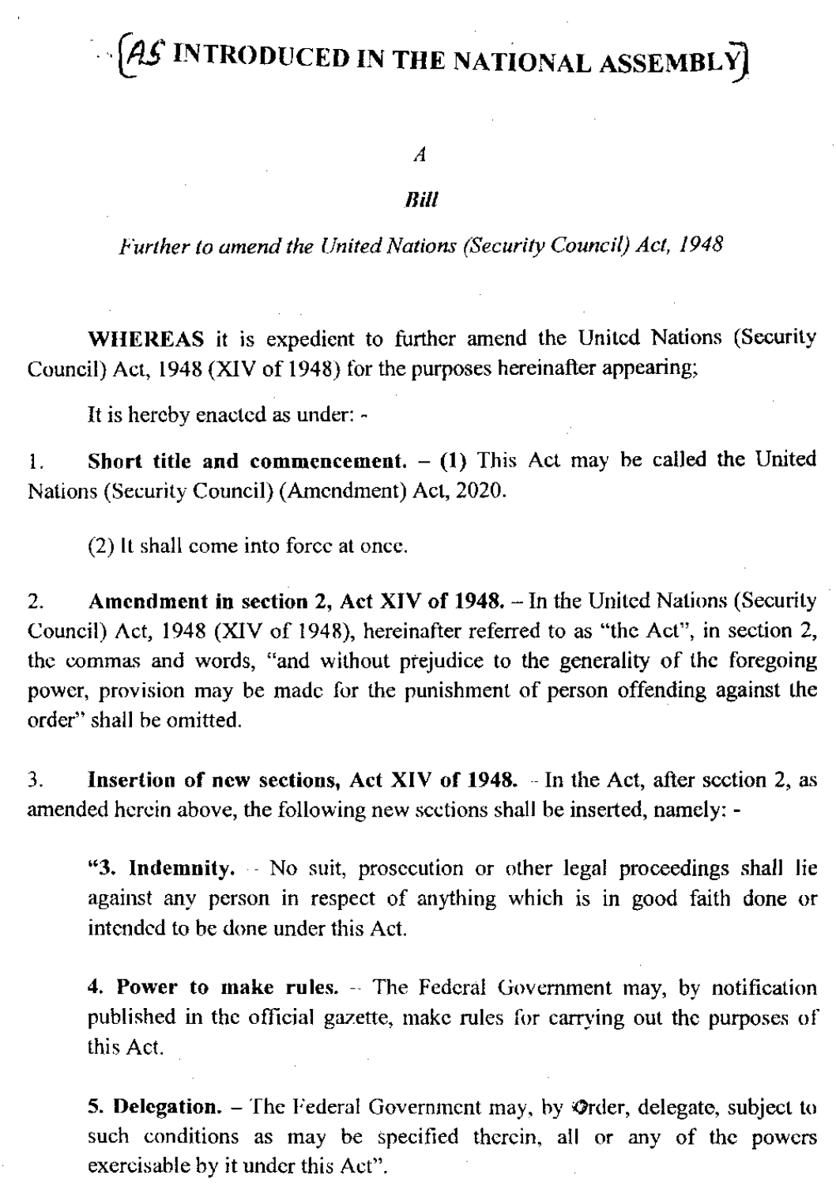# [AS INTRODUCED IN THE NATIONAL ASSEMBLY]

*A*

***Bill***

*Further to amend the United Nations (Security Council) Act, 1948*

**WHEREAS** it is expedient to further amend the United Nations (Security Council) Act, 1948 (XIV of 1948) for the purposes hereinafter appearing;

It is hereby enacted as under: -

1. **Short title and commencement.** – **(1)** This Act may be called the United Nations (Security Council) (Amendment) Act, 2020.

(2) It shall come into force at once.

2. **Amendment in section 2, Act XIV of 1948.** – In the United Nations (Security Council) Act, 1948 (XIV of 1948), hereinafter referred to as "the Act", in section 2, the commas and words, "and without prejudice to the generality of the foregoing power, provision may be made for the punishment of person offending against the order" shall be omitted.

3. **Insertion of new sections, Act XIV of 1948.** - In the Act, after section 2, as amended herein above, the following new sections shall be inserted, namely: -

> "**3. Indemnity.** - No suit, prosecution or other legal proceedings shall lie against any person in respect of anything which is in good faith done or intended to be done under this Act.
>
> **4. Power to make rules.** - The Federal Government may, by notification published in the official gazette, make rules for carrying out the purposes of this Act.
>
> **5. Delegation.** – The Federal Government may, by Order, delegate, subject to such conditions as may be specified therein, all or any of the powers exercisable by it under this Act".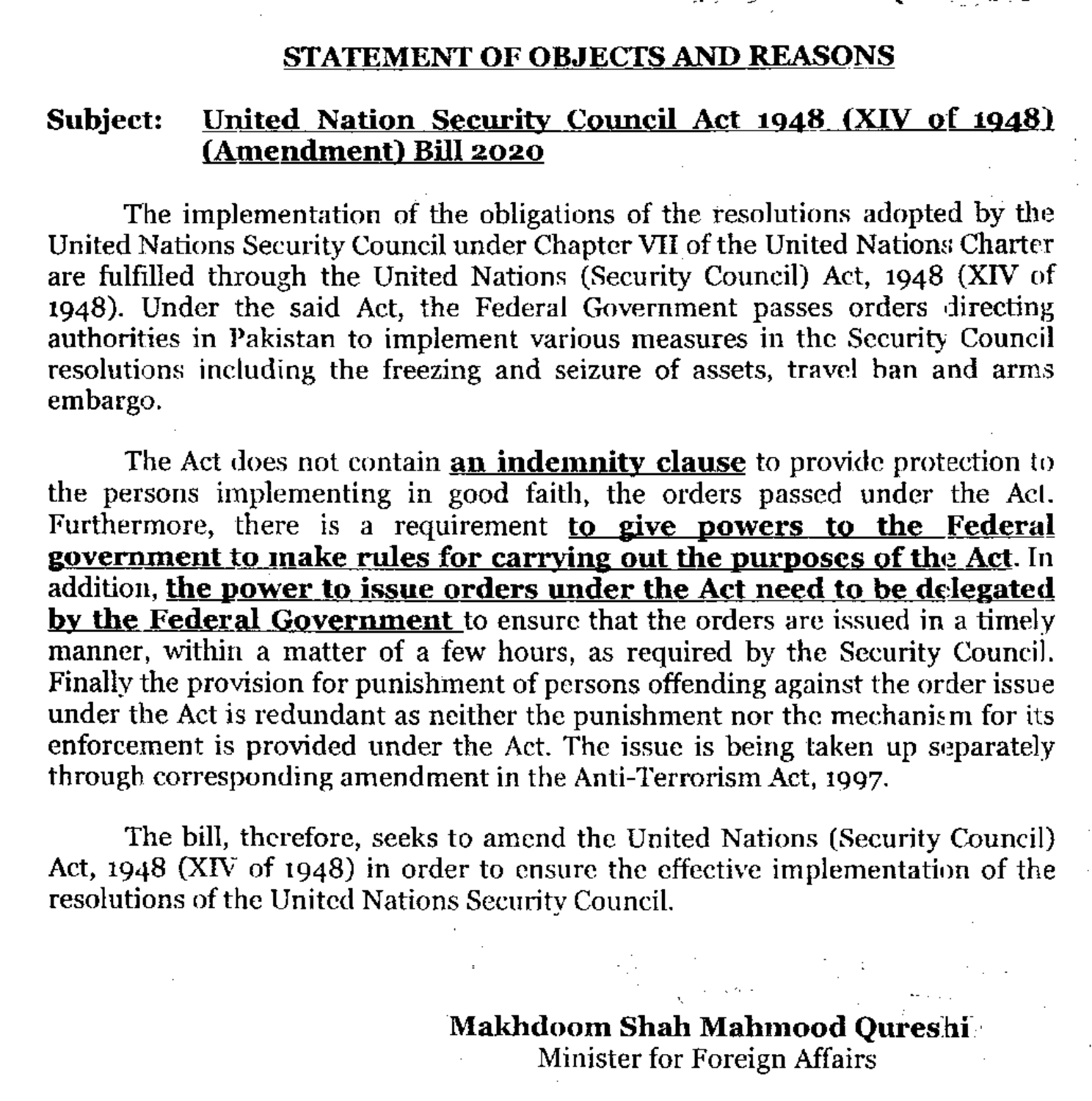## STATEMENT OF OBJECTS AND REASONS

**Subject: United Nation Security Council Act 1948 (XIV of 1948) (Amendment) Bill 2020**

The implementation of the obligations of the resolutions adopted by the United Nations Security Council under Chapter VII of the United Nations Charter are fulfilled through the United Nations (Security Council) Act, 1948 (XIV of 1948). Under the said Act, the Federal Government passes orders directing authorities in Pakistan to implement various measures in the Security Council resolutions including the freezing and seizure of assets, travel ban and arms embargo.

The Act does not contain **an indemnity clause** to provide protection to the persons implementing in good faith, the orders passed under the Act. Furthermore, there is a requirement **to give powers to the Federal government to make rules for carrying out the purposes of the Act**. In addition, **the power to issue orders under the Act need to be delegated by the Federal Government** to ensure that the orders are issued in a timely manner, within a matter of a few hours, as required by the Security Council. Finally the provision for punishment of persons offending against the order issue under the Act is redundant as neither the punishment nor the mechanism for its enforcement is provided under the Act. The issue is being taken up separately through corresponding amendment in the Anti-Terrorism Act, 1997.

The bill, therefore, seeks to amend the United Nations (Security Council) Act, 1948 (XIV of 1948) in order to ensure the effective implementation of the resolutions of the United Nations Security Council.

**Makhdoom Shah Mahmood Qureshi**
Minister for Foreign Affairs